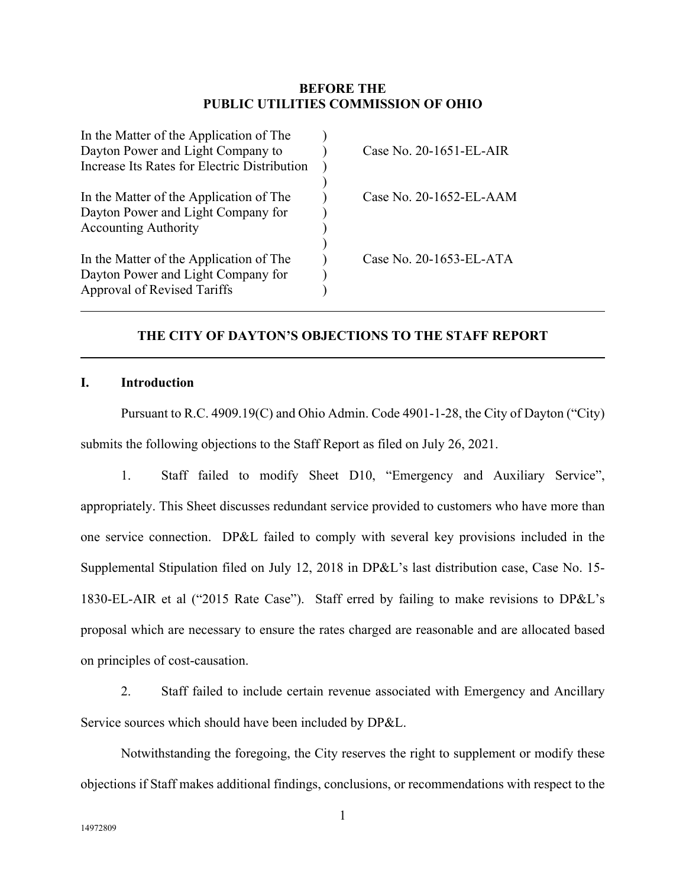**BEFORE THE**
**PUBLIC UTILITIES COMMISSION OF OHIO**

| | | |
|---|---|---|
| In the Matter of the Application of The Dayton Power and Light Company to Increase Its Rates for Electric Distribution | ) | Case No. 20-1651-EL-AIR |
| In the Matter of the Application of The Dayton Power and Light Company for Accounting Authority | ) | Case No. 20-1652-EL-AAM |
| In the Matter of the Application of The Dayton Power and Light Company for Approval of Revised Tariffs | ) | Case No. 20-1653-EL-ATA |

---

**THE CITY OF DAYTON'S OBJECTIONS TO THE STAFF REPORT**

---

## I. Introduction

Pursuant to R.C. 4909.19(C) and Ohio Admin. Code 4901-1-28, the City of Dayton ("City) submits the following objections to the Staff Report as filed on July 26, 2021.

1. Staff failed to modify Sheet D10, "Emergency and Auxiliary Service", appropriately. This Sheet discusses redundant service provided to customers who have more than one service connection. DP&L failed to comply with several key provisions included in the Supplemental Stipulation filed on July 12, 2018 in DP&L's last distribution case, Case No. 15-1830-EL-AIR et al ("2015 Rate Case"). Staff erred by failing to make revisions to DP&L's proposal which are necessary to ensure the rates charged are reasonable and are allocated based on principles of cost-causation.

2. Staff failed to include certain revenue associated with Emergency and Ancillary Service sources which should have been included by DP&L.

Notwithstanding the foregoing, the City reserves the right to supplement or modify these objections if Staff makes additional findings, conclusions, or recommendations with respect to the

14972809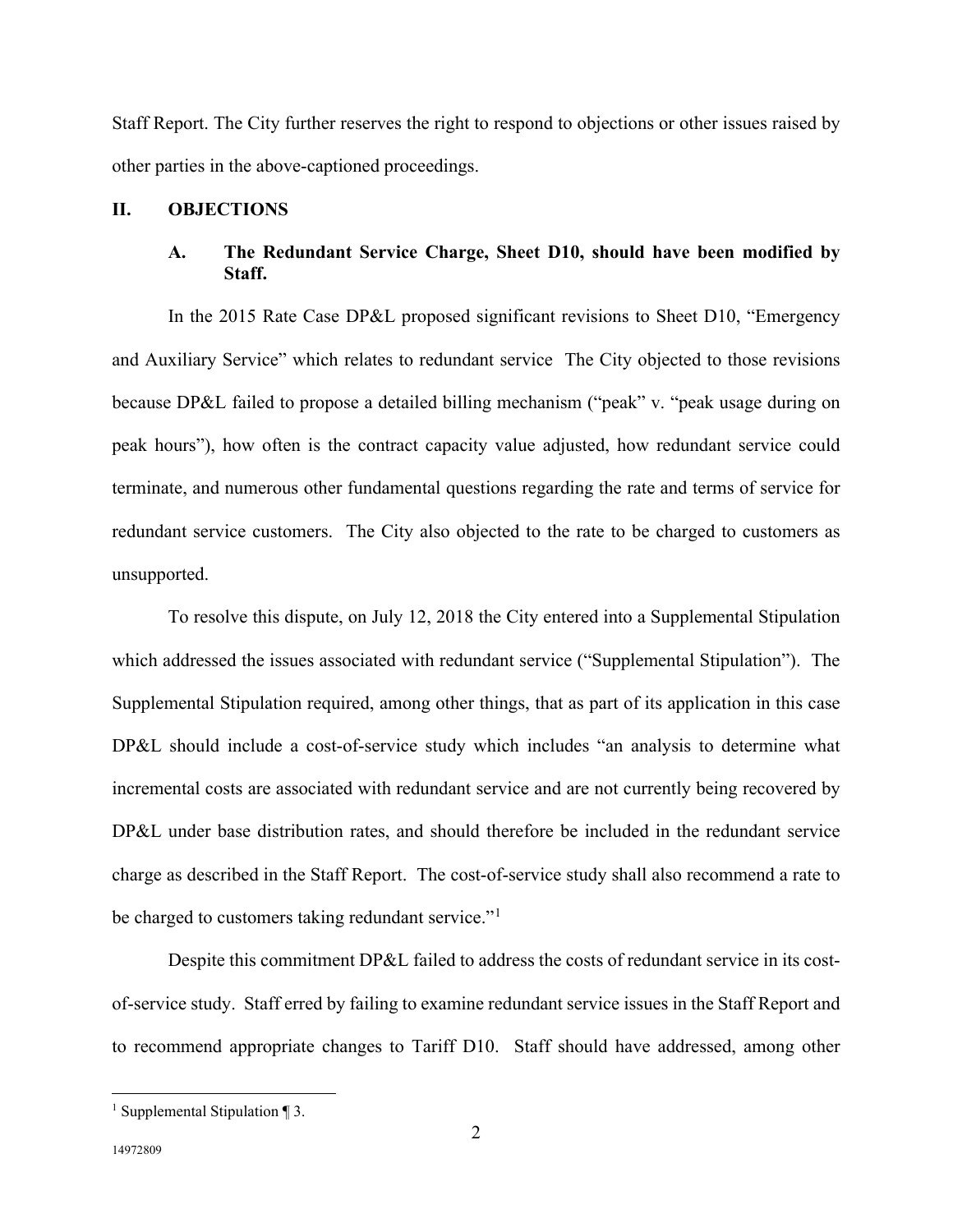Staff Report. The City further reserves the right to respond to objections or other issues raised by other parties in the above-captioned proceedings.

## II. OBJECTIONS

### A. The Redundant Service Charge, Sheet D10, should have been modified by Staff.

In the 2015 Rate Case DP&L proposed significant revisions to Sheet D10, "Emergency and Auxiliary Service" which relates to redundant service The City objected to those revisions because DP&L failed to propose a detailed billing mechanism ("peak" v. "peak usage during on peak hours"), how often is the contract capacity value adjusted, how redundant service could terminate, and numerous other fundamental questions regarding the rate and terms of service for redundant service customers. The City also objected to the rate to be charged to customers as unsupported.

To resolve this dispute, on July 12, 2018 the City entered into a Supplemental Stipulation which addressed the issues associated with redundant service ("Supplemental Stipulation"). The Supplemental Stipulation required, among other things, that as part of its application in this case DP&L should include a cost-of-service study which includes "an analysis to determine what incremental costs are associated with redundant service and are not currently being recovered by DP&L under base distribution rates, and should therefore be included in the redundant service charge as described in the Staff Report. The cost-of-service study shall also recommend a rate to be charged to customers taking redundant service."[1]

Despite this commitment DP&L failed to address the costs of redundant service in its cost-of-service study. Staff erred by failing to examine redundant service issues in the Staff Report and to recommend appropriate changes to Tariff D10. Staff should have addressed, among other

[1] Supplemental Stipulation ¶ 3.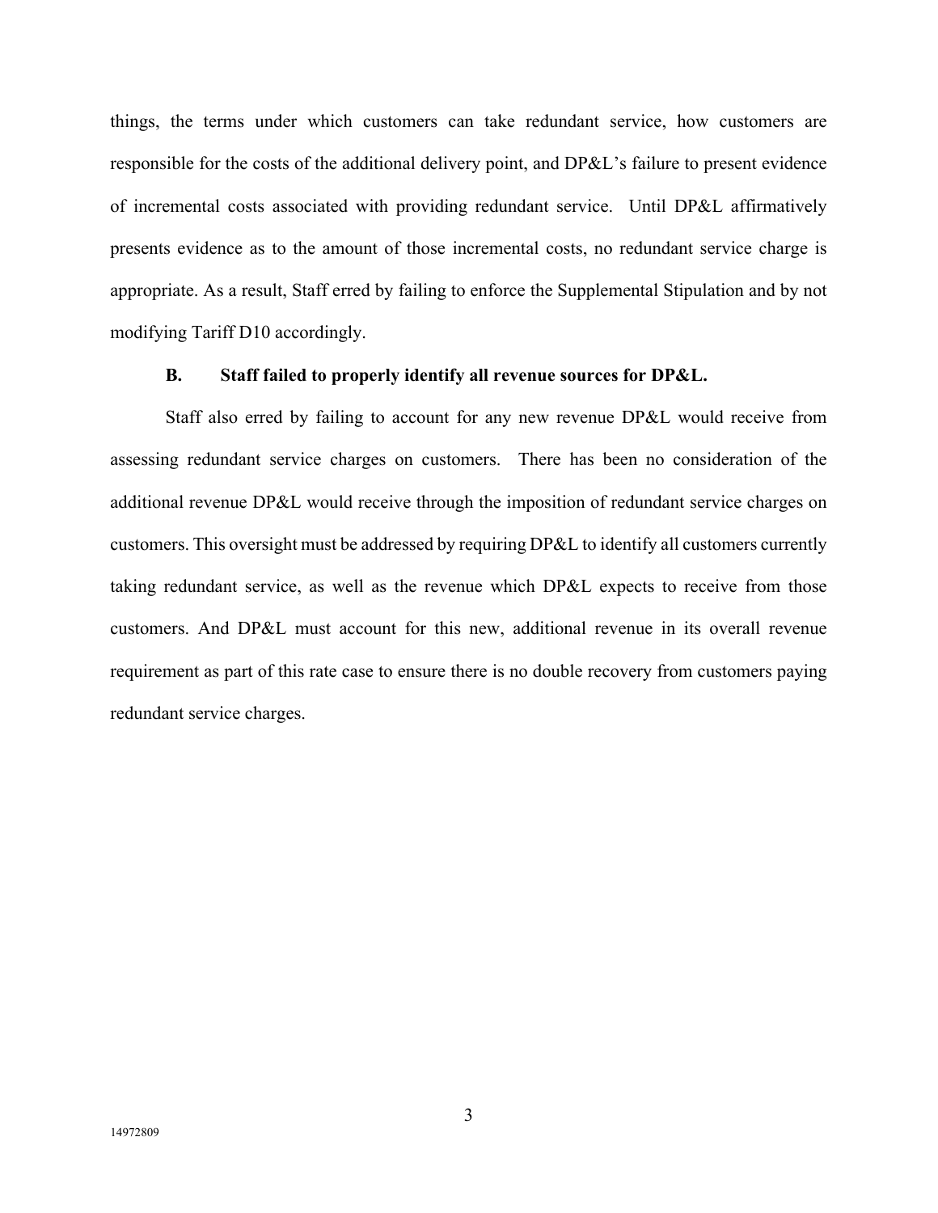things, the terms under which customers can take redundant service, how customers are responsible for the costs of the additional delivery point, and DP&L's failure to present evidence of incremental costs associated with providing redundant service. Until DP&L affirmatively presents evidence as to the amount of those incremental costs, no redundant service charge is appropriate. As a result, Staff erred by failing to enforce the Supplemental Stipulation and by not modifying Tariff D10 accordingly.

### B. Staff failed to properly identify all revenue sources for DP&L.

Staff also erred by failing to account for any new revenue DP&L would receive from assessing redundant service charges on customers. There has been no consideration of the additional revenue DP&L would receive through the imposition of redundant service charges on customers. This oversight must be addressed by requiring DP&L to identify all customers currently taking redundant service, as well as the revenue which DP&L expects to receive from those customers. And DP&L must account for this new, additional revenue in its overall revenue requirement as part of this rate case to ensure there is no double recovery from customers paying redundant service charges.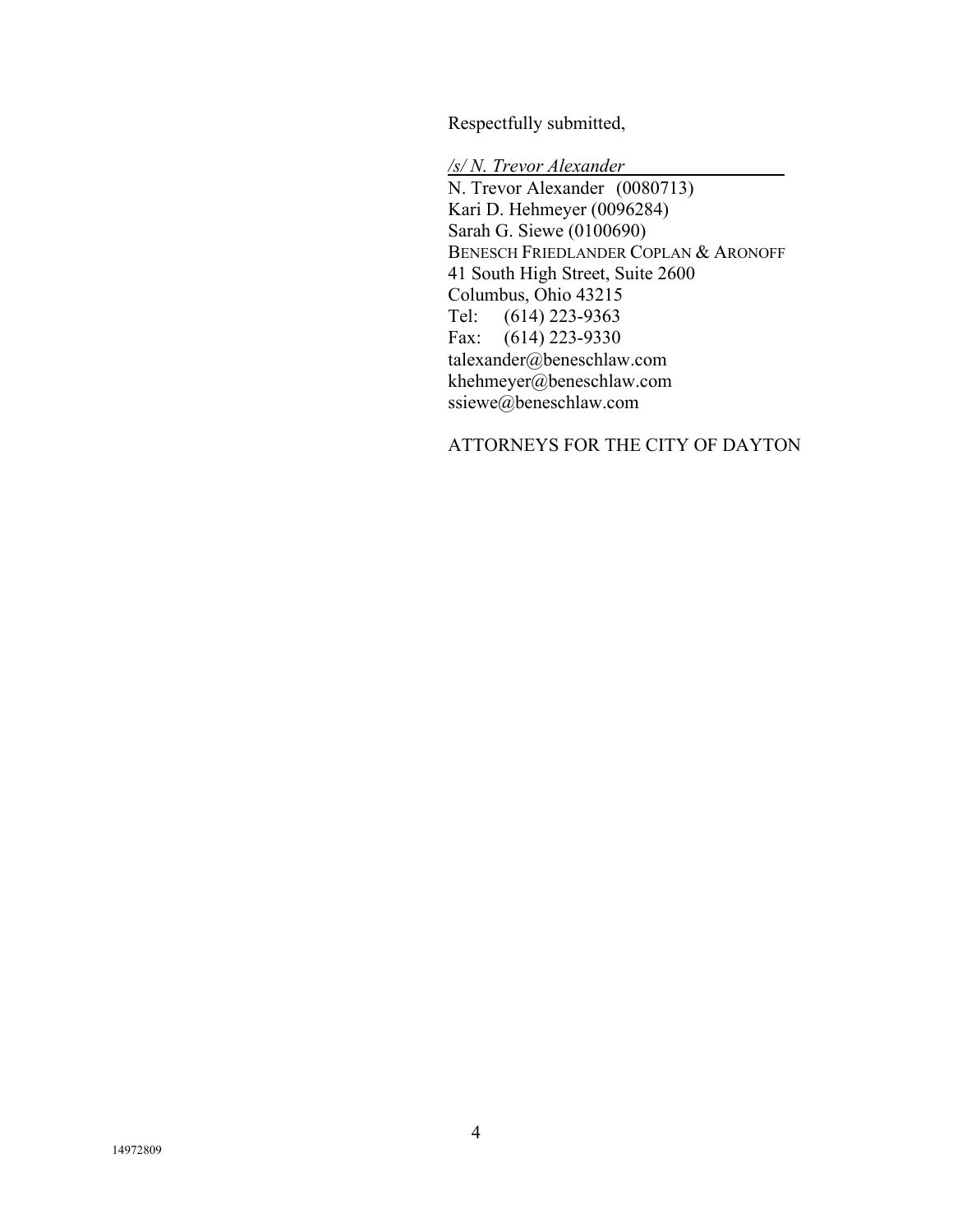Respectfully submitted,

*/s/ N. Trevor Alexander*

N. Trevor Alexander (0080713)
Kari D. Hehmeyer (0096284)
Sarah G. Siewe (0100690)
BENESCH FRIEDLANDER COPLAN & ARONOFF
41 South High Street, Suite 2600
Columbus, Ohio 43215
Tel: (614) 223-9363
Fax: (614) 223-9330
talexander@beneschlaw.com
khehmeyer@beneschlaw.com
ssiewe@beneschlaw.com

ATTORNEYS FOR THE CITY OF DAYTON

14972809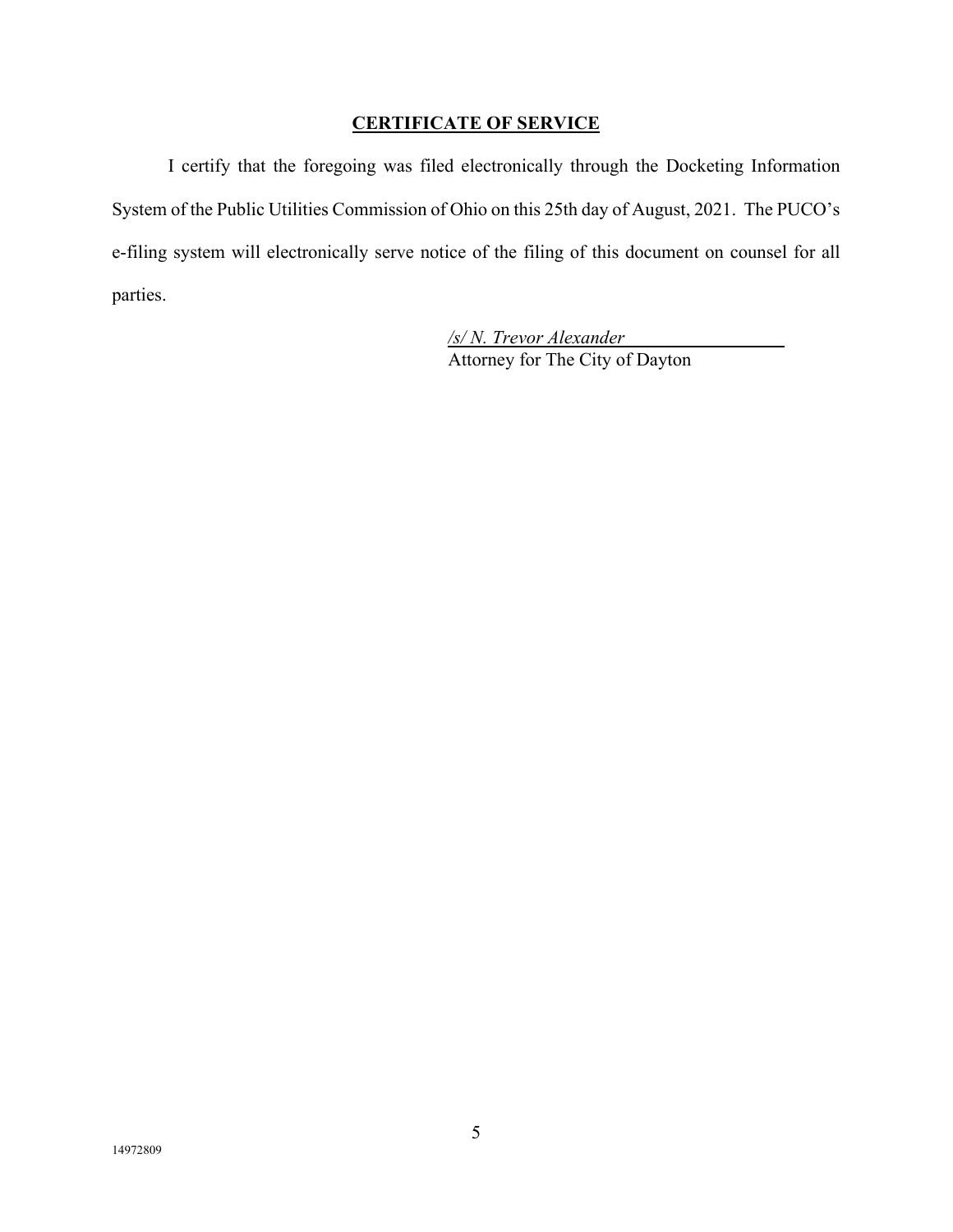## CERTIFICATE OF SERVICE

I certify that the foregoing was filed electronically through the Docketing Information System of the Public Utilities Commission of Ohio on this 25th day of August, 2021. The PUCO's e-filing system will electronically serve notice of the filing of this document on counsel for all parties.

*/s/ N. Trevor Alexander*
Attorney for The City of Dayton

14972809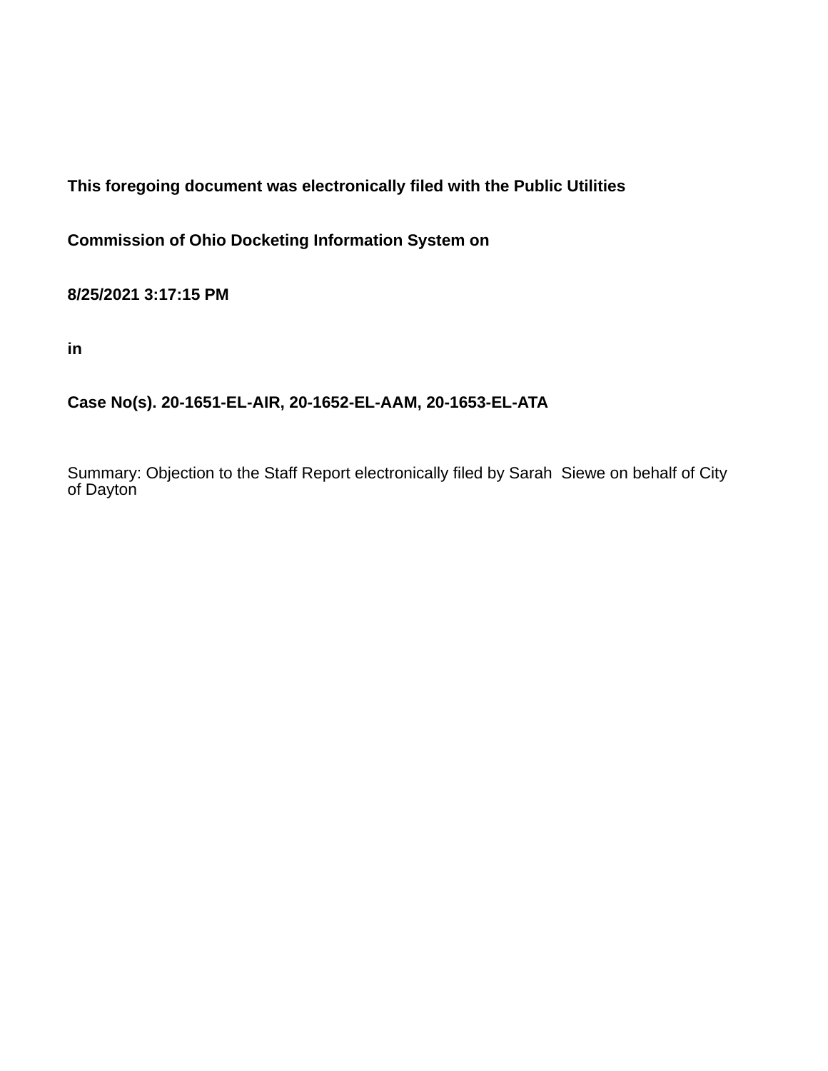**This foregoing document was electronically filed with the Public Utilities**

**Commission of Ohio Docketing Information System on**

**8/25/2021 3:17:15 PM**

**in**

**Case No(s). 20-1651-EL-AIR, 20-1652-EL-AAM, 20-1653-EL-ATA**

Summary: Objection to the Staff Report electronically filed by Sarah Siewe on behalf of City of Dayton